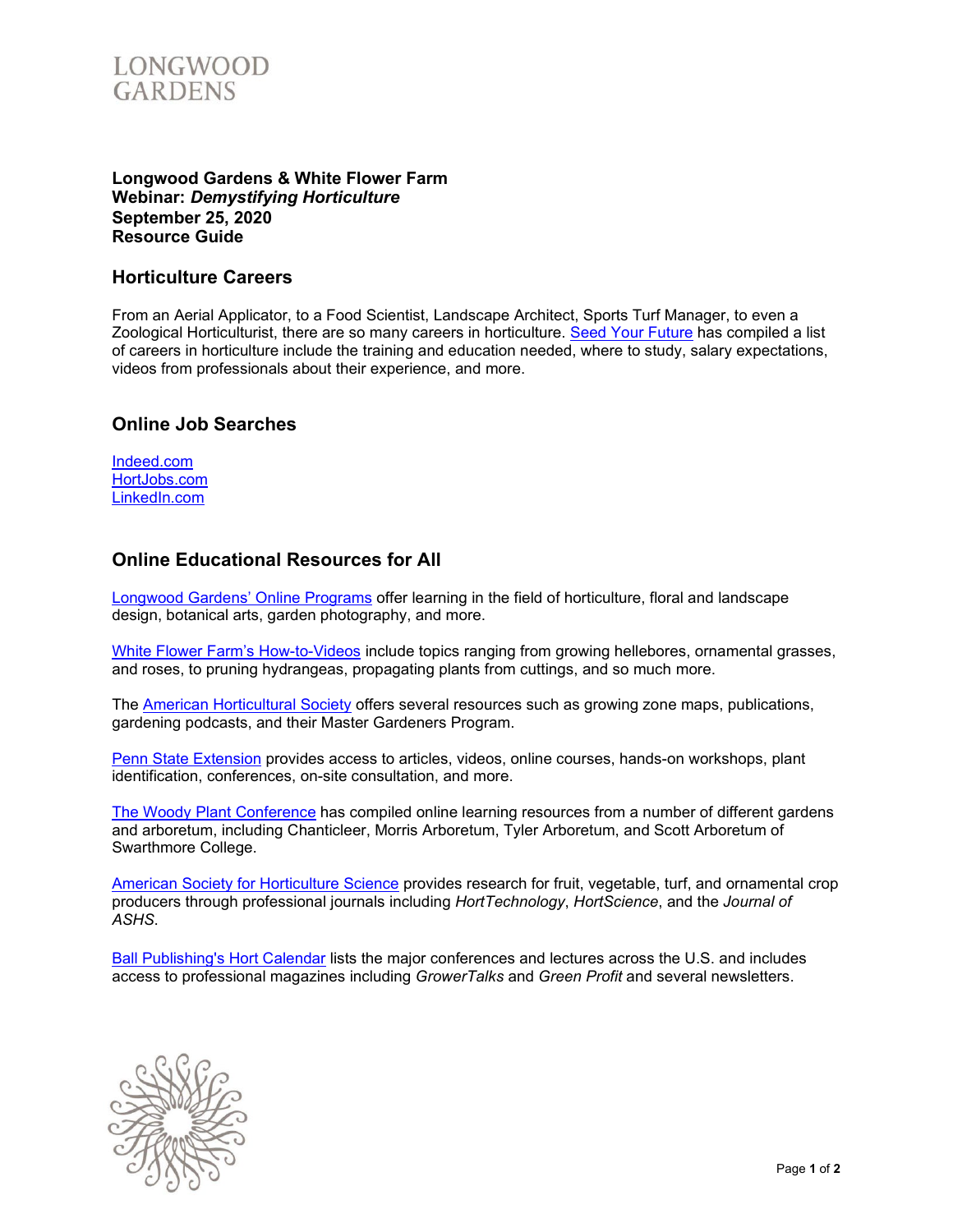LONGWOOD GARDENS

**Longwood Gardens & White Flower Farm**
**Webinar: *Demystifying Horticulture***
**September 25, 2020**
**Resource Guide**

## Horticulture Careers

From an Aerial Applicator, to a Food Scientist, Landscape Architect, Sports Turf Manager, to even a Zoological Horticulturist, there are so many careers in horticulture. Seed Your Future has compiled a list of careers in horticulture include the training and education needed, where to study, salary expectations, videos from professionals about their experience, and more.

## Online Job Searches

Indeed.com
HortJobs.com
LinkedIn.com

## Online Educational Resources for All

Longwood Gardens' Online Programs offer learning in the field of horticulture, floral and landscape design, botanical arts, garden photography, and more.

White Flower Farm's How-to-Videos include topics ranging from growing hellebores, ornamental grasses, and roses, to pruning hydrangeas, propagating plants from cuttings, and so much more.

The American Horticultural Society offers several resources such as growing zone maps, publications, gardening podcasts, and their Master Gardeners Program.

Penn State Extension provides access to articles, videos, online courses, hands-on workshops, plant identification, conferences, on-site consultation, and more.

The Woody Plant Conference has compiled online learning resources from a number of different gardens and arboretum, including Chanticleer, Morris Arboretum, Tyler Arboretum, and Scott Arboretum of Swarthmore College.

American Society for Horticulture Science provides research for fruit, vegetable, turf, and ornamental crop producers through professional journals including *HortTechnology*, *HortScience*, and the *Journal of ASHS*.

Ball Publishing's Hort Calendar lists the major conferences and lectures across the U.S. and includes access to professional magazines including *GrowerTalks* and *Green Profit* and several newsletters.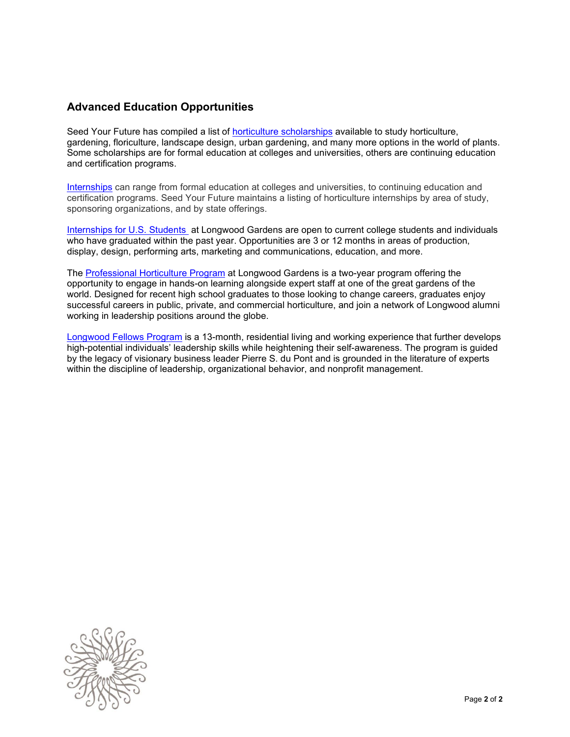## Advanced Education Opportunities

Seed Your Future has compiled a list of horticulture scholarships available to study horticulture, gardening, floriculture, landscape design, urban gardening, and many more options in the world of plants. Some scholarships are for formal education at colleges and universities, others are continuing education and certification programs.

Internships can range from formal education at colleges and universities, to continuing education and certification programs. Seed Your Future maintains a listing of horticulture internships by area of study, sponsoring organizations, and by state offerings.

Internships for U.S. Students at Longwood Gardens are open to current college students and individuals who have graduated within the past year. Opportunities are 3 or 12 months in areas of production, display, design, performing arts, marketing and communications, education, and more.

The Professional Horticulture Program at Longwood Gardens is a two-year program offering the opportunity to engage in hands-on learning alongside expert staff at one of the great gardens of the world. Designed for recent high school graduates to those looking to change careers, graduates enjoy successful careers in public, private, and commercial horticulture, and join a network of Longwood alumni working in leadership positions around the globe.

Longwood Fellows Program is a 13-month, residential living and working experience that further develops high-potential individuals' leadership skills while heightening their self-awareness. The program is guided by the legacy of visionary business leader Pierre S. du Pont and is grounded in the literature of experts within the discipline of leadership, organizational behavior, and nonprofit management.